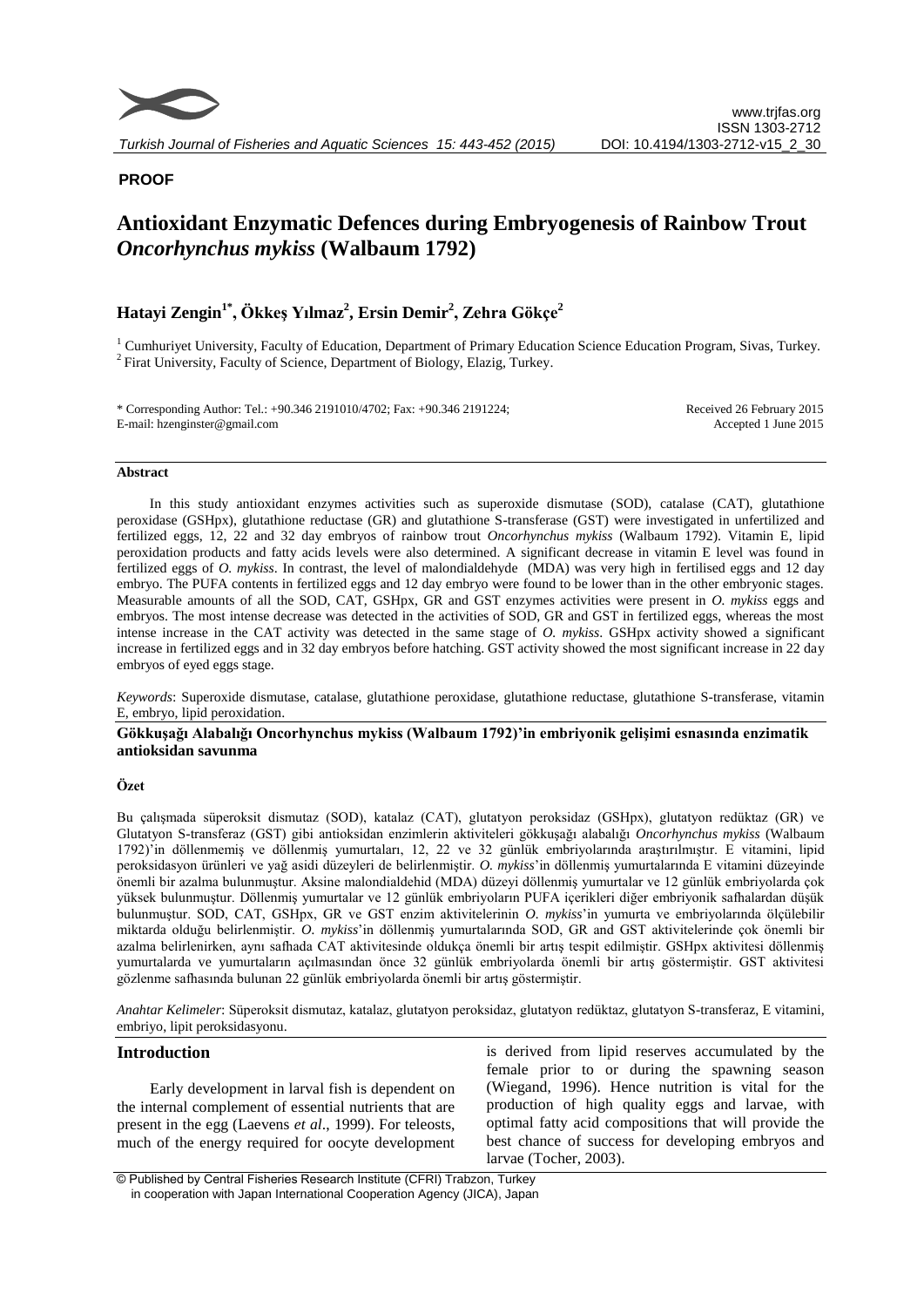**PROOF**

# Antioxidant Enzymatic Defences during Embryogenesis of Rainbow Trout *Oncorhynchus mykiss* (Walbaum 1792)

## Hatayi Zengin[1*], Ökkeş Yılmaz[2], Ersin Demir[2], Zehra Gökçe[2]

[1] Cumhuriyet University, Faculty of Education, Department of Primary Education Science Education Program, Sivas, Turkey.
[2] Firat University, Faculty of Science, Department of Biology, Elazig, Turkey.

\* Corresponding Author: Tel.: +90.346 2191010/4702; Fax: +90.346 2191224; E-mail: hzenginster@gmail.com

Received 26 February 2015
Accepted 1 June 2015

### Abstract

In this study antioxidant enzymes activities such as superoxide dismutase (SOD), catalase (CAT), glutathione peroxidase (GSHpx), glutathione reductase (GR) and glutathione S-transferase (GST) were investigated in unfertilized and fertilized eggs, 12, 22 and 32 day embryos of rainbow trout *Oncorhynchus mykiss* (Walbaum 1792). Vitamin E, lipid peroxidation products and fatty acids levels were also determined. A significant decrease in vitamin E level was found in fertilized eggs of *O. mykiss*. In contrast, the level of malondialdehyde (MDA) was very high in fertilised eggs and 12 day embryo. The PUFA contents in fertilized eggs and 12 day embryo were found to be lower than in the other embryonic stages. Measurable amounts of all the SOD, CAT, GSHpx, GR and GST enzymes activities were present in *O. mykiss* eggs and embryos. The most intense decrease was detected in the activities of SOD, GR and GST in fertilized eggs, whereas the most intense increase in the CAT activity was detected in the same stage of *O. mykiss*. GSHpx activity showed a significant increase in fertilized eggs and in 32 day embryos before hatching. GST activity showed the most significant increase in 22 day embryos of eyed eggs stage.

*Keywords*: Superoxide dismutase, catalase, glutathione peroxidase, glutathione reductase, glutathione S-transferase, vitamin E, embryo, lipid peroxidation.

### Gökkuşağı Alabalığı Oncorhynchus mykiss (Walbaum 1792)'in embriyonik gelişimi esnasında enzimatik antioksidan savunma

### Özet

Bu çalışmada süperoksit dismutaz (SOD), katalaz (CAT), glutatyon peroksidaz (GSHpx), glutatyon redüktaz (GR) ve Glutatyon S-transferaz (GST) gibi antioksidan enzimlerin aktiviteleri gökkuşağı alabalığı *Oncorhynchus mykiss* (Walbaum 1792)'in döllenmemiş ve döllenmiş yumurtaları, 12, 22 ve 32 günlük embriyolarında araştırılmıştır. E vitamini, lipid peroksidasyon ürünleri ve yağ asidi düzeyleri de belirlenmiştir. *O. mykiss*'in döllenmiş yumurtalarında E vitamini düzeyinde önemli bir azalma bulunmuştur. Aksine malondialdehid (MDA) düzeyi döllenmiş yumurtalar ve 12 günlük embriyolarda çok yüksek bulunmuştur. Döllenmiş yumurtalar ve 12 günlük embriyoların PUFA içerikleri diğer embriyonik safhalardan düşük bulunmuştur. SOD, CAT, GSHpx, GR ve GST enzim aktivitelerinin *O. mykiss*'in yumurta ve embriyolarında ölçülebilir miktarda olduğu belirlenmiştir. *O. mykiss*'in döllenmiş yumurtalarında SOD, GR ve GST aktivitelerinde çok önemli bir azalma belirlenirken, aynı safhada CAT aktivitesinde oldukça önemli bir artış tespit edilmiştir. GSHpx aktivitesi döllenmiş yumurtalarda ve yumurtaların açılmasından önce 32 günlük embriyolarda önemli bir artış göstermiştir. GST aktivitesi gözlenme safhasında bulunan 22 günlük embriyolarda önemli bir artış göstermiştir.

*Anahtar Kelimeler*: Süperoksit dismutaz, katalaz, glutatyon peroksidaz, glutatyon redüktaz, glutatyon S-transferaz, E vitamini, embriyo, lipit peroksidasyonu.

## Introduction

Early development in larval fish is dependent on the internal complement of essential nutrients that are present in the egg (Laevens *et al*., 1999). For teleosts, much of the energy required for oocyte development is derived from lipid reserves accumulated by the female prior to or during the spawning season (Wiegand, 1996). Hence nutrition is vital for the production of high quality eggs and larvae, with optimal fatty acid compositions that will provide the best chance of success for developing embryos and larvae (Tocher, 2003).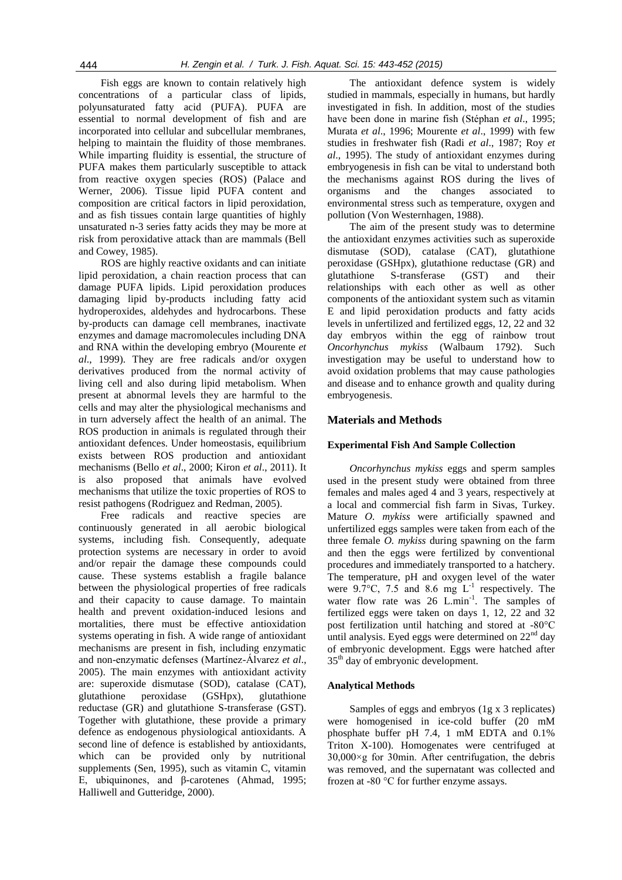Fish eggs are known to contain relatively high concentrations of a particular class of lipids, polyunsaturated fatty acid (PUFA). PUFA are essential to normal development of fish and are incorporated into cellular and subcellular membranes, helping to maintain the fluidity of those membranes. While imparting fluidity is essential, the structure of PUFA makes them particularly susceptible to attack from reactive oxygen species (ROS) (Palace and Werner, 2006). Tissue lipid PUFA content and composition are critical factors in lipid peroxidation, and as fish tissues contain large quantities of highly unsaturated n-3 series fatty acids they may be more at risk from peroxidative attack than are mammals (Bell and Cowey, 1985).

ROS are highly reactive oxidants and can initiate lipid peroxidation, a chain reaction process that can damage PUFA lipids. Lipid peroxidation produces damaging lipid by-products including fatty acid hydroperoxides, aldehydes and hydrocarbons. These by-products can damage cell membranes, inactivate enzymes and damage macromolecules including DNA and RNA within the developing embryo (Mourente *et al*., 1999). They are free radicals and/or oxygen derivatives produced from the normal activity of living cell and also during lipid metabolism. When present at abnormal levels they are harmful to the cells and may alter the physiological mechanisms and in turn adversely affect the health of an animal. The ROS production in animals is regulated through their antioxidant defences. Under homeostasis, equilibrium exists between ROS production and antioxidant mechanisms (Bello *et al*., 2000; Kiron *et al*., 2011). It is also proposed that animals have evolved mechanisms that utilize the toxic properties of ROS to resist pathogens (Rodriguez and Redman, 2005).

Free radicals and reactive species are continuously generated in all aerobic biological systems, including fish. Consequently, adequate protection systems are necessary in order to avoid and/or repair the damage these compounds could cause. These systems establish a fragile balance between the physiological properties of free radicals and their capacity to cause damage. To maintain health and prevent oxidation-induced lesions and mortalities, there must be effective antioxidation systems operating in fish. A wide range of antioxidant mechanisms are present in fish, including enzymatic and non-enzymatic defenses (Martínez-Álvarez *et al*., 2005). The main enzymes with antioxidant activity are: superoxide dismutase (SOD), catalase (CAT), glutathione peroxidase (GSHpx), glutathione reductase (GR) and glutathione S-transferase (GST). Together with glutathione, these provide a primary defence as endogenous physiological antioxidants. A second line of defence is established by antioxidants, which can be provided only by nutritional supplements (Sen, 1995), such as vitamin C, vitamin E, ubiquinones, and β-carotenes (Ahmad, 1995; Halliwell and Gutteridge, 2000).

The antioxidant defence system is widely studied in mammals, especially in humans, but hardly investigated in fish. In addition, most of the studies have been done in marine fish (Stéphan *et al*., 1995; Murata *et al*., 1996; Mourente *et al*., 1999) with few studies in freshwater fish (Radi *et al*., 1987; Roy *et al*., 1995). The study of antioxidant enzymes during embryogenesis in fish can be vital to understand both the mechanisms against ROS during the lives of organisms and the changes associated to environmental stress such as temperature, oxygen and pollution (Von Westernhagen, 1988).

The aim of the present study was to determine the antioxidant enzymes activities such as superoxide dismutase (SOD), catalase (CAT), glutathione peroxidase (GSHpx), glutathione reductase (GR) and glutathione S-transferase (GST) and their relationships with each other as well as other components of the antioxidant system such as vitamin E and lipid peroxidation products and fatty acids levels in unfertilized and fertilized eggs, 12, 22 and 32 day embryos within the egg of rainbow trout *Oncorhynchus mykiss* (Walbaum 1792). Such investigation may be useful to understand how to avoid oxidation problems that may cause pathologies and disease and to enhance growth and quality during embryogenesis.

## Materials and Methods

### Experimental Fish And Sample Collection

*Oncorhynchus mykiss* eggs and sperm samples used in the present study were obtained from three females and males aged 4 and 3 years, respectively at a local and commercial fish farm in Sivas, Turkey. Mature *O. mykiss* were artificially spawned and unfertilized eggs samples were taken from each of the three female *O. mykiss* during spawning on the farm and then the eggs were fertilized by conventional procedures and immediately transported to a hatchery. The temperature, pH and oxygen level of the water were 9.7°C, 7.5 and 8.6 mg $L^{-1}$ respectively. The water flow rate was 26 $L.min^{-1}$. The samples of fertilized eggs were taken on days 1, 12, 22 and 32 post fertilization until hatching and stored at -80°C until analysis. Eyed eggs were determined on 22[nd] day of embryonic development. Eggs were hatched after 35[th] day of embryonic development.

### Analytical Methods

Samples of eggs and embryos (1g x 3 replicates) were homogenised in ice-cold buffer (20 mM phosphate buffer pH 7.4, 1 mM EDTA and 0.1% Triton X-100). Homogenates were centrifuged at 30,000×g for 30min. After centrifugation, the debris was removed, and the supernatant was collected and frozen at -80 °C for further enzyme assays.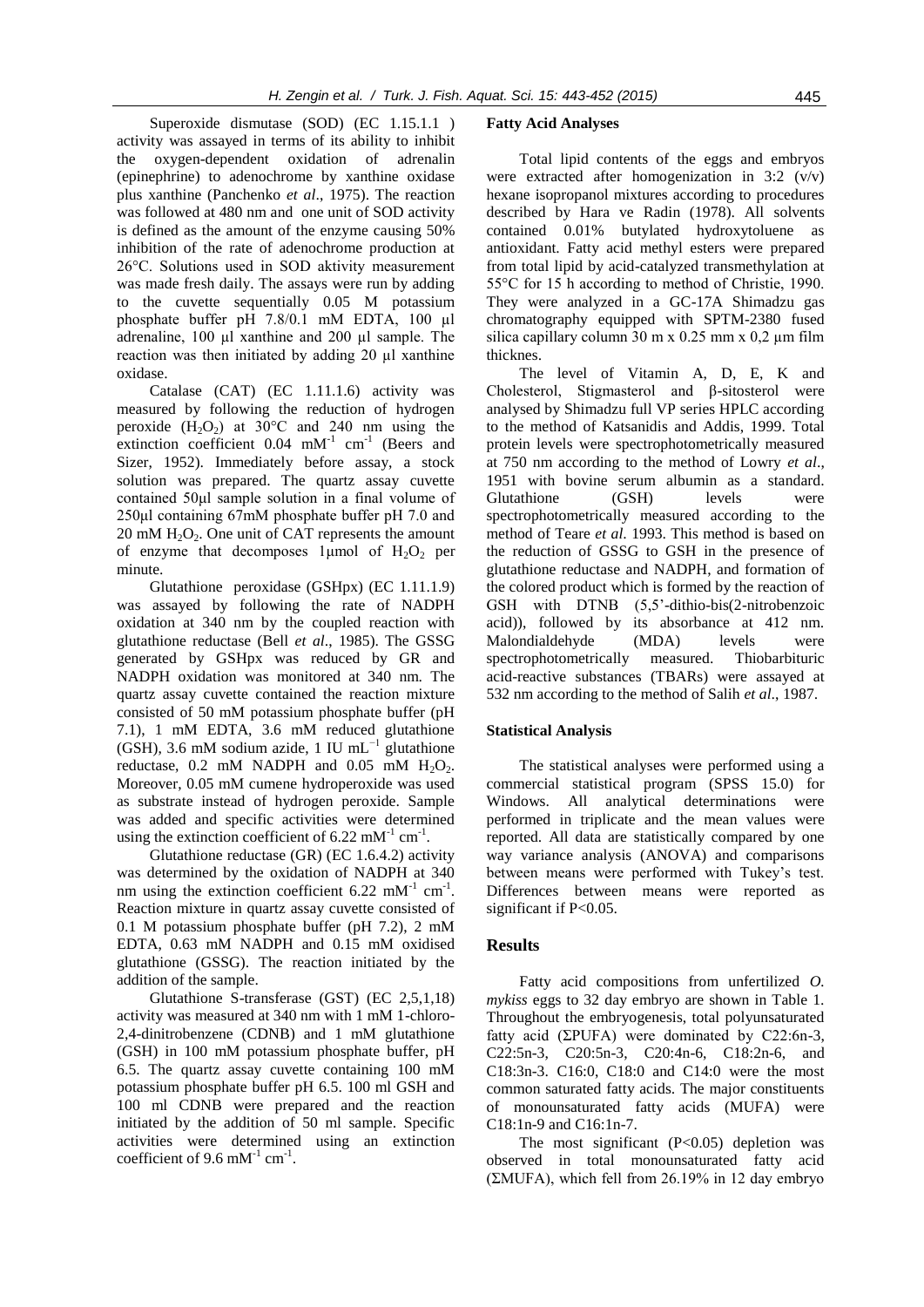Superoxide dismutase (SOD) (EC 1.15.1.1 ) activity was assayed in terms of its ability to inhibit the oxygen-dependent oxidation of adrenalin (epinephrine) to adenochrome by xanthine oxidase plus xanthine (Panchenko *et al*., 1975). The reaction was followed at 480 nm and one unit of SOD activity is defined as the amount of the enzyme causing 50% inhibition of the rate of adenochrome production at 26°C. Solutions used in SOD aktivity measurement was made fresh daily. The assays were run by adding to the cuvette sequentially 0.05 M potassium phosphate buffer pH 7.8/0.1 mM EDTA, 100 µl adrenaline, 100 µl xanthine and 200 µl sample. The reaction was then initiated by adding 20 µl xanthine oxidase.

Catalase (CAT) (EC 1.11.1.6) activity was measured by following the reduction of hydrogen peroxide ($H_2O_2$) at 30°C and 240 nm using the extinction coefficient 0.04 $mM^{-1}$ $cm^{-1}$ (Beers and Sizer, 1952). Immediately before assay, a stock solution was prepared. The quartz assay cuvette contained 50µl sample solution in a final volume of 250µl containing 67mM phosphate buffer pH 7.0 and 20 mM $H_2O_2$. One unit of CAT represents the amount of enzyme that decomposes 1µmol of $H_2O_2$ per minute.

Glutathione peroxidase (GSHpx) (EC 1.11.1.9) was assayed by following the rate of NADPH oxidation at 340 nm by the coupled reaction with glutathione reductase (Bell *et al*., 1985). The GSSG generated by GSHpx was reduced by GR and NADPH oxidation was monitored at 340 nm. The quartz assay cuvette contained the reaction mixture consisted of 50 mM potassium phosphate buffer (pH 7.1), 1 mM EDTA, 3.6 mM reduced glutathione (GSH), 3.6 mM sodium azide, 1 IU $mL^{-1}$ glutathione reductase, 0.2 mM NADPH and 0.05 mM $H_2O_2$. Moreover, 0.05 mM cumene hydroperoxide was used as substrate instead of hydrogen peroxide. Sample was added and specific activities were determined using the extinction coefficient of 6.22 $mM^{-1}$ $cm^{-1}$.

Glutathione reductase (GR) (EC 1.6.4.2) activity was determined by the oxidation of NADPH at 340 nm using the extinction coefficient 6.22 $mM^{-1}$ $cm^{-1}$. Reaction mixture in quartz assay cuvette consisted of 0.1 M potassium phosphate buffer (pH 7.2), 2 mM EDTA, 0.63 mM NADPH and 0.15 mM oxidised glutathione (GSSG). The reaction initiated by the addition of the sample.

Glutathione S-transferase (GST) (EC 2,5,1,18) activity was measured at 340 nm with 1 mM 1-chloro-2,4-dinitrobenzene (CDNB) and 1 mM glutathione (GSH) in 100 mM potassium phosphate buffer, pH 6.5. The quartz assay cuvette containing 100 mM potassium phosphate buffer pH 6.5. 100 ml GSH and 100 ml CDNB were prepared and the reaction initiated by the addition of 50 ml sample. Specific activities were determined using an extinction coefficient of 9.6 $mM^{-1}$ $cm^{-1}$.

### Fatty Acid Analyses

Total lipid contents of the eggs and embryos were extracted after homogenization in 3:2 (v/v) hexane isopropanol mixtures according to procedures described by Hara ve Radin (1978). All solvents contained 0.01% butylated hydroxytoluene as antioxidant. Fatty acid methyl esters were prepared from total lipid by acid-catalyzed transmethylation at 55°C for 15 h according to method of Christie, 1990. They were analyzed in a GC-17A Shimadzu gas chromatography equipped with SPTM-2380 fused silica capillary column 30 m x 0.25 mm x 0,2 µm film thicknes.

The level of Vitamin A, D, E, K and Cholesterol, Stigmasterol and β-sitosterol were analysed by Shimadzu full VP series HPLC according to the method of Katsanidis and Addis, 1999. Total protein levels were spectrophotometrically measured at 750 nm according to the method of Lowry *et al*., 1951 with bovine serum albumin as a standard. Glutathione (GSH) levels were spectrophotometrically measured according to the method of Teare *et al*. 1993. This method is based on the reduction of GSSG to GSH in the presence of glutathione reductase and NADPH, and formation of the colored product which is formed by the reaction of GSH with DTNB (5,5'-dithio-bis(2-nitrobenzoic acid)), followed by its absorbance at 412 nm. Malondialdehyde (MDA) levels were spectrophotometrically measured. Thiobarbituric acid-reactive substances (TBARs) were assayed at 532 nm according to the method of Salih *et al*., 1987.

### Statistical Analysis

The statistical analyses were performed using a commercial statistical program (SPSS 15.0) for Windows. All analytical determinations were performed in triplicate and the mean values were reported. All data are statistically compared by one way variance analysis (ANOVA) and comparisons between means were performed with Tukey's test. Differences between means were reported as significant if $P<0.05$.

## Results

Fatty acid compositions from unfertilized *O. mykiss* eggs to 32 day embryo are shown in Table 1. Throughout the embryogenesis, total polyunsaturated fatty acid (ΣPUFA) were dominated by C22:6n-3, C22:5n-3, C20:5n-3, C20:4n-6, C18:2n-6, and C18:3n-3. C16:0, C18:0 and C14:0 were the most common saturated fatty acids. The major constituents of monounsaturated fatty acids (MUFA) were C18:1n-9 and C16:1n-7.

The most significant ($P<0.05$) depletion was observed in total monounsaturated fatty acid (ΣMUFA), which fell from 26.19% in 12 day embryo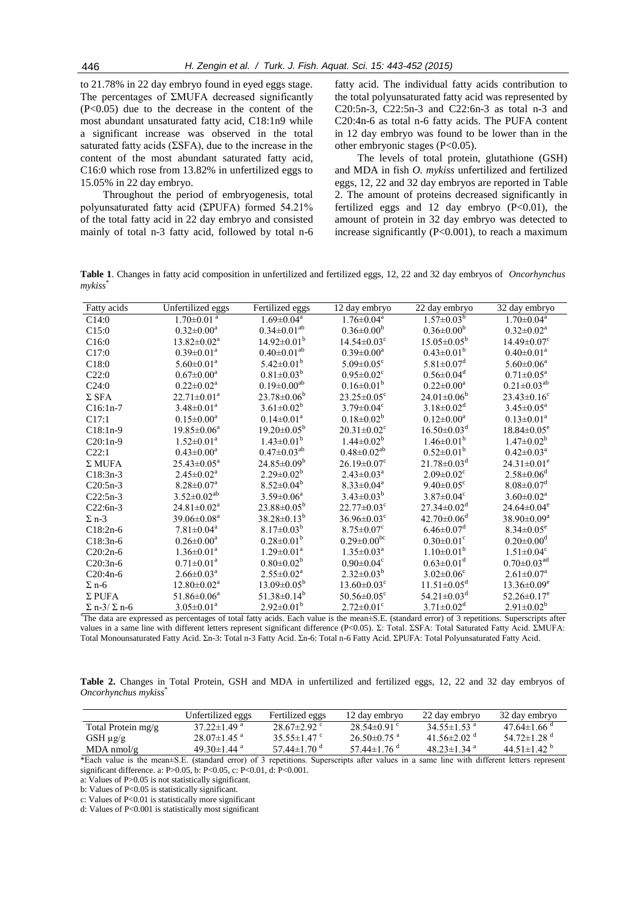to 21.78% in 22 day embryo found in eyed eggs stage. The percentages of ΣMUFA decreased significantly ($P<0.05$) due to the decrease in the content of the most abundant unsaturated fatty acid, C18:1n9 while a significant increase was observed in the total saturated fatty acids (ΣSFA), due to the increase in the content of the most abundant saturated fatty acid, C16:0 which rose from 13.82% in unfertilized eggs to 15.05% in 22 day embryo.

Throughout the period of embryogenesis, total polyunsaturated fatty acid (ΣPUFA) formed 54.21% of the total fatty acid in 22 day embryo and consisted mainly of total n-3 fatty acid, followed by total n-6 fatty acid. The individual fatty acids contribution to the total polyunsaturated fatty acid was represented by C20:5n-3, C22:5n-3 and C22:6n-3 as total n-3 and C20:4n-6 as total n-6 fatty acids. The PUFA content in 12 day embryo was found to be lower than in the other embryonic stages ($P<0.05$).

The levels of total protein, glutathione (GSH) and MDA in fish *O. mykiss* unfertilized and fertilized eggs, 12, 22 and 32 day embryos are reported in Table 2. The amount of proteins decreased significantly in fertilized eggs and 12 day embryo ($P<0.01$), the amount of protein in 32 day embryo was detected to increase significantly ($P<0.001$), to reach a maximum

**Table 1**. Changes in fatty acid composition in unfertilized and fertilized eggs, 12, 22 and 32 day embryos of *Oncorhynchus mykiss*\*

| Fatty acids | Unfertilized eggs | Fertilized eggs | 12 day embryo | 22 day embryo | 32 day embryo |
|---|---|---|---|---|---|
| C14:0 | 1.70±0.01 $^{a}$ | 1.69±0.04$^{a}$ | 1.76±0.04$^{a}$ | 1.57±0.03$^{b}$ | 1.70±0.04$^{a}$ |
| C15:0 | 0.32±0.00$^{a}$ | 0.34±0.01$^{ab}$ | 0.36±0.00$^{b}$ | 0.36±0.00$^{b}$ | 0.32±0.02$^{a}$ |
| C16:0 | 13.82±0.02$^{a}$ | 14.92±0.01$^{b}$ | 14.54±0.03$^{c}$ | 15.05±0.05$^{b}$ | 14.49±0.07$^{c}$ |
| C17:0 | 0.39±0.01$^{a}$ | 0.40±0.01$^{ab}$ | 0.39±0.00$^{a}$ | 0.43±0.01$^{b}$ | 0.40±0.01$^{a}$ |
| C18:0 | 5.60±0.01$^{a}$ | 5.42±0.01$^{b}$ | 5.09±0.05$^{c}$ | 5.81±0.07$^{d}$ | 5.60±0.06$^{a}$ |
| C22:0 | 0.67±0.00$^{a}$ | 0.81±0.03$^{b}$ | 0.95±0.02$^{c}$ | 0.56±0.04$^{d}$ | 0.71±0.05$^{a}$ |
| C24:0 | 0.22±0.02$^{a}$ | 0.19±0.00$^{ab}$ | 0.16±0.01$^{b}$ | 0.22±0.00$^{a}$ | 0.21±0.03$^{ab}$ |
| Σ SFA | 22.71±0.01$^{a}$ | 23.78±0.06$^{b}$ | 23.25±0.05$^{c}$ | 24.01±0.06$^{b}$ | 23.43±0.16$^{c}$ |
| C16:1n-7 | 3.48±0.01$^{a}$ | 3.61±0.02$^{b}$ | 3.79±0.04$^{c}$ | 3.18±0.02$^{d}$ | 3.45±0.05$^{a}$ |
| C17:1 | 0.15±0.00$^{a}$ | 0.14±0.01$^{a}$ | 0.18±0.02$^{b}$ | 0.12±0.00$^{a}$ | 0.13±0.01$^{a}$ |
| C18:1n-9 | 19.85±0.06$^{a}$ | 19.20±0.05$^{b}$ | 20.31±0.02$^{c}$ | 16.50±0.03$^{d}$ | 18.84±0.05$^{e}$ |
| C20:1n-9 | 1.52±0.01$^{a}$ | 1.43±0.01$^{b}$ | 1.44±0.02$^{b}$ | 1.46±0.01$^{b}$ | 1.47±0.02$^{b}$ |
| C22:1 | 0.43±0.00$^{a}$ | 0.47±0.03$^{ab}$ | 0.48±0.02$^{ab}$ | 0.52±0.01$^{b}$ | 0.42±0.03$^{a}$ |
| Σ MUFA | 25.43±0.05$^{a}$ | 24.85±0.09$^{b}$ | 26.19±0.07$^{c}$ | 21.78±0.03$^{d}$ | 24.31±0.01$^{e}$ |
| C18:3n-3 | 2.45±0.02$^{a}$ | 2.29±0.02$^{b}$ | 2.43±0.03$^{a}$ | 2.09±0.02$^{c}$ | 2.58±0.06$^{d}$ |
| C20:5n-3 | 8.28±0.07$^{a}$ | 8.52±0.04$^{b}$ | 8.33±0.04$^{a}$ | 9.40±0.05$^{c}$ | 8.08±0.07$^{d}$ |
| C22:5n-3 | 3.52±0.02$^{ab}$ | 3.59±0.06$^{a}$ | 3.43±0.03$^{b}$ | 3.87±0.04$^{c}$ | 3.60±0.02$^{a}$ |
| C22:6n-3 | 24.81±0.02$^{a}$ | 23.88±0.05$^{b}$ | 22.77±0.03$^{c}$ | 27.34±0.02$^{d}$ | 24.64±0.04$^{e}$ |
| Σ n-3 | 39.06±0.08$^{a}$ | 38.28±0.13$^{b}$ | 36.96±0.03$^{c}$ | 42.70±0.06$^{d}$ | 38.90±0.09$^{a}$ |
| C18:2n-6 | 7.81±0.04$^{a}$ | 8.17±0.03$^{b}$ | 8.75±0.07$^{c}$ | 6.46±0.07$^{d}$ | 8.34±0.05$^{e}$ |
| C18:3n-6 | 0.26±0.00$^{a}$ | 0.28±0.01$^{b}$ | 0.29±0.00$^{bc}$ | 0.30±0.01$^{c}$ | 0.20±0.00$^{d}$ |
| C20:2n-6 | 1.36±0.01$^{a}$ | 1.29±0.01$^{a}$ | 1.35±0.03$^{a}$ | 1.10±0.01$^{b}$ | 1.51±0.04$^{c}$ |
| C20:3n-6 | 0.71±0.01$^{a}$ | 0.80±0.02$^{b}$ | 0.90±0.04$^{c}$ | 0.63±0.01$^{d}$ | 0.70±0.03$^{ad}$ |
| C20:4n-6 | 2.66±0.03$^{a}$ | 2.55±0.02$^{a}$ | 2.32±0.03$^{b}$ | 3.02±0.06$^{c}$ | 2.61±0.07$^{a}$ |
| Σ n-6 | 12.80±0.02$^{a}$ | 13.09±0.05$^{b}$ | 13.60±0.03$^{c}$ | 11.51±0.05$^{d}$ | 13.36±0.09$^{e}$ |
| Σ PUFA | 51.86±0.06$^{a}$ | 51.38±0.14$^{b}$ | 50.56±0.05$^{c}$ | 54.21±0.03$^{d}$ | 52.26±0.17$^{e}$ |
| Σ n-3/ Σ n-6 | 3.05±0.01$^{a}$ | 2.92±0.01$^{b}$ | 2.72±0.01$^{c}$ | 3.71±0.02$^{d}$ | 2.91±0.02$^{b}$ |

\*The data are expressed as percentages of total fatty acids. Each value is the mean±S.E. (standard error) of 3 repetitions. Superscripts after values in a same line with different letters represent significant difference ($P<0.05$). Σ: Total. ΣSFA: Total Saturated Fatty Acid. ΣMUFA: Total Monounsaturated Fatty Acid. Σn-3: Total n-3 Fatty Acid. Σn-6: Total n-6 Fatty Acid. ΣPUFA: Total Polyunsaturated Fatty Acid.

**Table 2.** Changes in Total Protein, GSH and MDA in unfertilized and fertilized eggs, 12, 22 and 32 day embryos of *Oncorhynchus mykiss*\*

| | Unfertilized eggs | Fertilized eggs | 12 day embryo | 22 day embryo | 32 day embryo |
|---|---|---|---|---|---|
| Total Protein mg/g | 37.22±1.49 $^{a}$ | 28.67±2.92 $^{c}$ | 28.54±0.91 $^{c}$ | 34.55±1.53 $^{a}$ | 47.64±1.66 $^{d}$ |
| GSH µg/g | 28.07±1.45 $^{a}$ | 35.55±1.47 $^{c}$ | 26.50±0.75 $^{a}$ | 41.56±2.02 $^{d}$ | 54.72±1.28 $^{d}$ |
| MDA nmol/g | 49.30±1.44 $^{a}$ | 57.44±1.70 $^{d}$ | 57.44±1.76 $^{d}$ | 48.23±1.34 $^{a}$ | 44.51±1.42 $^{b}$ |

\*Each value is the mean±S.E. (standard error) of 3 repetitions. Superscripts after values in a same line with different letters represent significant difference. a: $P>0.05$, b: $P<0.05$, c: $P<0.01$, d: $P<0.001$.

a: Values of $P>0.05$ is not statistically significant.

b: Values of $P<0.05$ is statistically significant.

c: Values of $P<0.01$ is statistically more significant

d: Values of $P<0.001$ is statistically most significant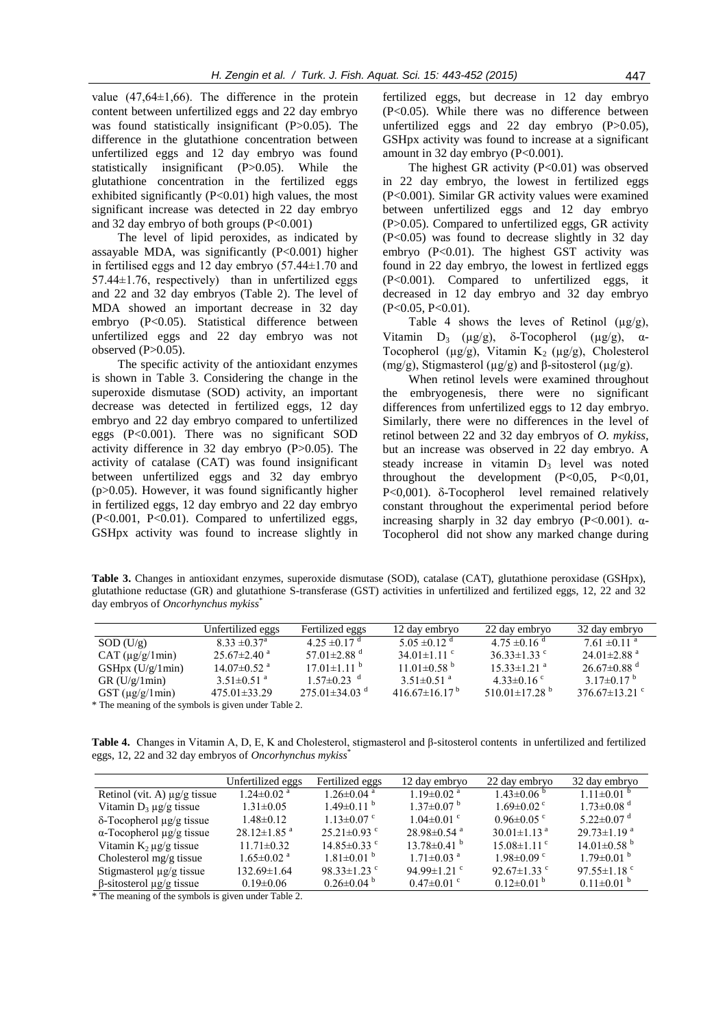value (47,64±1,66). The difference in the protein content between unfertilized eggs and 22 day embryo was found statistically insignificant (P>0.05). The difference in the glutathione concentration between unfertilized eggs and 12 day embryo was found statistically insignificant (P>0.05). While the glutathione concentration in the fertilized eggs exhibited significantly (P<0.01) high values, the most significant increase was detected in 22 day embryo and 32 day embryo of both groups (P<0.001)

The level of lipid peroxides, as indicated by assayable MDA, was significantly (P<0.001) higher in fertilised eggs and 12 day embryo (57.44±1.70 and 57.44±1.76, respectively) than in unfertilized eggs and 22 and 32 day embryos (Table 2). The level of MDA showed an important decrease in 32 day embryo (P<0.05). Statistical difference between unfertilized eggs and 22 day embryo was not observed (P>0.05).

The specific activity of the antioxidant enzymes is shown in Table 3. Considering the change in the superoxide dismutase (SOD) activity, an important decrease was detected in fertilized eggs, 12 day embryo and 22 day embryo compared to unfertilized eggs (P<0.001). There was no significant SOD activity difference in 32 day embryo (P>0.05). The activity of catalase (CAT) was found insignificant between unfertilized eggs and 32 day embryo (p>0.05). However, it was found significantly higher in fertilized eggs, 12 day embryo and 22 day embryo (P<0.001, P<0.01). Compared to unfertilized eggs, GSHpx activity was found to increase slightly in fertilized eggs, but decrease in 12 day embryo (P<0.05). While there was no difference between unfertilized eggs and 22 day embryo (P>0.05), GSHpx activity was found to increase at a significant amount in 32 day embryo (P<0.001).

The highest GR activity (P<0.01) was observed in 22 day embryo, the lowest in fertilized eggs (P<0.001). Similar GR activity values were examined between unfertilized eggs and 12 day embryo (P>0.05). Compared to unfertilized eggs, GR activity (P<0.05) was found to decrease slightly in 32 day embryo (P<0.01). The highest GST activity was found in 22 day embryo, the lowest in fertlized eggs (P<0.001). Compared to unfertilized eggs, it decreased in 12 day embryo and 32 day embryo (P<0.05, P<0.01).

Table 4 shows the leves of Retinol (μg/g), Vitamin $D_3$ (μg/g), δ-Tocopherol (μg/g), α-Tocopherol (μg/g), Vitamin $K_2$ (μg/g), Cholesterol (mg/g), Stigmasterol (μg/g) and β-sitosterol (μg/g).

When retinol levels were examined throughout the embryogenesis, there were no significant differences from unfertilized eggs to 12 day embryo. Similarly, there were no differences in the level of retinol between 22 and 32 day embryos of *O. mykiss*, but an increase was observed in 22 day embryo. A steady increase in vitamin $D_3$ level was noted throughout the development (P<0,05, P<0,01, P<0,001). δ-Tocopherol level remained relatively constant throughout the experimental period before increasing sharply in 32 day embryo (P<0.001). α-Tocopherol did not show any marked change during

**Table 3.** Changes in antioxidant enzymes, superoxide dismutase (SOD), catalase (CAT), glutathione peroxidase (GSHpx), glutathione reductase (GR) and glutathione S-transferase (GST) activities in unfertilized and fertilized eggs, 12, 22 and 32 day embryos of *Oncorhynchus mykiss*\*

| | Unfertilized eggs | Fertilized eggs | 12 day embryo | 22 day embryo | 32 day embryo |
|---|---|---|---|---|---|
| SOD (U/g) | 8.33 ±0.37[a] | 4.25 ±0.17 [d] | 5.05 ±0.12 [d] | 4.75 ±0.16 [d] | 7.61 ±0.11 [a] |
| CAT (μg/g/1min) | 25.67±2.40 [a] | 57.01±2.88 [d] | 34.01±1.11 [c] | 36.33±1.33 [c] | 24.01±2.88 [a] |
| GSHpx (U/g/1min) | 14.07±0.52 [a] | 17.01±1.11 [b] | 11.01±0.58 [b] | 15.33±1.21 [a] | 26.67±0.88 [d] |
| GR (U/g/1min) | 3.51±0.51 [a] | 1.57±0.23 [d] | 3.51±0.51 [a] | 4.33±0.16 [c] | 3.17±0.17 [b] |
| GST (μg/g/1min) | 475.01±33.29 | 275.01±34.03 [d] | 416.67±16.17 [b] | 510.01±17.28 [b] | 376.67±13.21 [c] |

\* The meaning of the symbols is given under Table 2.

**Table 4.** Changes in Vitamin A, D, E, K and Cholesterol, stigmasterol and β-sitosterol contents in unfertilized and fertilized eggs, 12, 22 and 32 day embryos of *Oncorhynchus mykiss*\*

| | Unfertilized eggs | Fertilized eggs | 12 day embryo | 22 day embryo | 32 day embryo |
|---|---|---|---|---|---|
| Retinol (vit. A) μg/g tissue | 1.24±0.02 [a] | 1.26±0.04 [a] | 1.19±0.02 [a] | 1.43±0.06 [b] | 1.11±0.01 [b] |
| Vitamin $D_3$ μg/g tissue | 1.31±0.05 | 1.49±0.11 [b] | 1.37±0.07 [b] | 1.69±0.02 [c] | 1.73±0.08 [d] |
| δ-Tocopherol μg/g tissue | 1.48±0.12 | 1.13±0.07 [c] | 1.04±0.01 [c] | 0.96±0.05 [c] | 5.22±0.07 [d] |
| α-Tocopherol μg/g tissue | 28.12±1.85 [a] | 25.21±0.93 [c] | 28.98±0.54 [a] | 30.01±1.13 [a] | 29.73±1.19 [a] |
| Vitamin $K_2$ μg/g tissue | 11.71±0.32 | 14.85±0.33 [c] | 13.78±0.41 [b] | 15.08±1.11 [c] | 14.01±0.58 [b] |
| Cholesterol mg/g tissue | 1.65±0.02 [a] | 1.81±0.01 [b] | 1.71±0.03 [a] | 1.98±0.09 [c] | 1.79±0.01 [b] |
| Stigmasterol μg/g tissue | 132.69±1.64 | 98.33±1.23 [c] | 94.99±1.21 [c] | 92.67±1.33 [c] | 97.55±1.18 [c] |
| β-sitosterol μg/g tissue | 0.19±0.06 | 0.26±0.04 [b] | 0.47±0.01 [c] | 0.12±0.01 [b] | 0.11±0.01 [b] |

\* The meaning of the symbols is given under Table 2.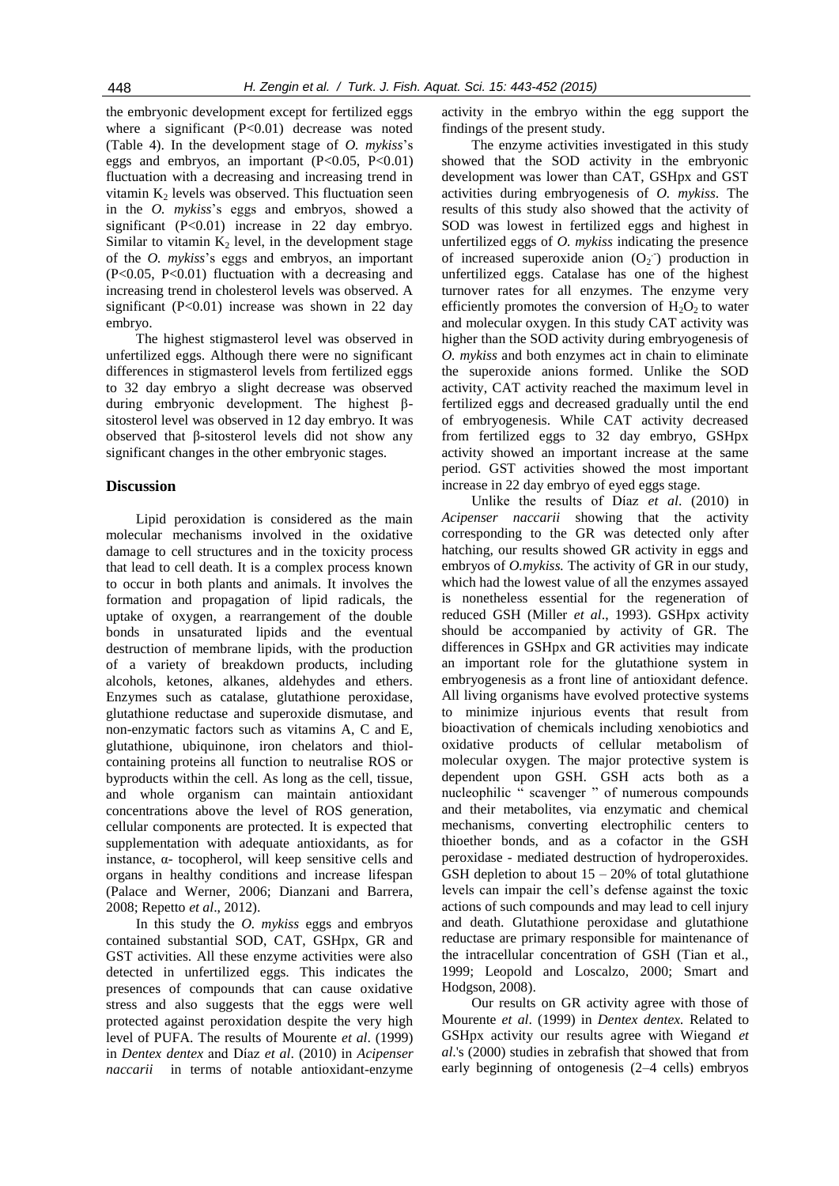the embryonic development except for fertilized eggs where a significant (P<0.01) decrease was noted (Table 4). In the development stage of *O. mykiss*'s eggs and embryos, an important (P<0.05, P<0.01) fluctuation with a decreasing and increasing trend in vitamin $K_2$ levels was observed. This fluctuation seen in the *O. mykiss*'s eggs and embryos, showed a significant (P<0.01) increase in 22 day embryo. Similar to vitamin $K_2$ level, in the development stage of the *O. mykiss*'s eggs and embryos, an important (P<0.05, P<0.01) fluctuation with a decreasing and increasing trend in cholesterol levels was observed. A significant (P<0.01) increase was shown in 22 day embryo.

The highest stigmasterol level was observed in unfertilized eggs. Although there were no significant differences in stigmasterol levels from fertilized eggs to 32 day embryo a slight decrease was observed during embryonic development. The highest β-sitosterol level was observed in 12 day embryo. It was observed that β-sitosterol levels did not show any significant changes in the other embryonic stages.

## Discussion

Lipid peroxidation is considered as the main molecular mechanisms involved in the oxidative damage to cell structures and in the toxicity process that lead to cell death. It is a complex process known to occur in both plants and animals. It involves the formation and propagation of lipid radicals, the uptake of oxygen, a rearrangement of the double bonds in unsaturated lipids and the eventual destruction of membrane lipids, with the production of a variety of breakdown products, including alcohols, ketones, alkanes, aldehydes and ethers. Enzymes such as catalase, glutathione peroxidase, glutathione reductase and superoxide dismutase, and non-enzymatic factors such as vitamins A, C and E, glutathione, ubiquinone, iron chelators and thiol-containing proteins all function to neutralise ROS or byproducts within the cell. As long as the cell, tissue, and whole organism can maintain antioxidant concentrations above the level of ROS generation, cellular components are protected. It is expected that supplementation with adequate antioxidants, as for instance, α- tocopherol, will keep sensitive cells and organs in healthy conditions and increase lifespan (Palace and Werner, 2006; Dianzani and Barrera, 2008; Repetto *et al*., 2012).

In this study the *O. mykiss* eggs and embryos contained substantial SOD, CAT, GSHpx, GR and GST activities. All these enzyme activities were also detected in unfertilized eggs. This indicates the presences of compounds that can cause oxidative stress and also suggests that the eggs were well protected against peroxidation despite the very high level of PUFA. The results of Mourente *et al*. (1999) in *Dentex dentex* and Díaz *et al*. (2010) in *Acipenser naccarii* in terms of notable antioxidant-enzyme activity in the embryo within the egg support the findings of the present study.

The enzyme activities investigated in this study showed that the SOD activity in the embryonic development was lower than CAT, GSHpx and GST activities during embryogenesis of *O. mykiss*. The results of this study also showed that the activity of SOD was lowest in fertilized eggs and highest in unfertilized eggs of *O. mykiss* indicating the presence of increased superoxide anion ($O_2^-$) production in unfertilized eggs. Catalase has one of the highest turnover rates for all enzymes. The enzyme very efficiently promotes the conversion of $H_2O_2$ to water and molecular oxygen. In this study CAT activity was higher than the SOD activity during embryogenesis of *O. mykiss* and both enzymes act in chain to eliminate the superoxide anions formed. Unlike the SOD activity, CAT activity reached the maximum level in fertilized eggs and decreased gradually until the end of embryogenesis. While CAT activity decreased from fertilized eggs to 32 day embryo, GSHpx activity showed an important increase at the same period. GST activities showed the most important increase in 22 day embryo of eyed eggs stage.

Unlike the results of Díaz *et al*. (2010) in *Acipenser naccarii* showing that the activity corresponding to the GR was detected only after hatching, our results showed GR activity in eggs and embryos of *O.mykiss.* The activity of GR in our study, which had the lowest value of all the enzymes assayed is nonetheless essential for the regeneration of reduced GSH (Miller *et al*., 1993). GSHpx activity should be accompanied by activity of GR. The differences in GSHpx and GR activities may indicate an important role for the glutathione system in embryogenesis as a front line of antioxidant defence. All living organisms have evolved protective systems to minimize injurious events that result from bioactivation of chemicals including xenobiotics and oxidative products of cellular metabolism of molecular oxygen. The major protective system is dependent upon GSH. GSH acts both as a nucleophilic " scavenger " of numerous compounds and their metabolites, via enzymatic and chemical mechanisms, converting electrophilic centers to thioether bonds, and as a cofactor in the GSH peroxidase - mediated destruction of hydroperoxides. GSH depletion to about 15 – 20% of total glutathione levels can impair the cell's defense against the toxic actions of such compounds and may lead to cell injury and death. Glutathione peroxidase and glutathione reductase are primary responsible for maintenance of the intracellular concentration of GSH (Tian et al., 1999; Leopold and Loscalzo, 2000; Smart and Hodgson, 2008).

Our results on GR activity agree with those of Mourente *et al*. (1999) in *Dentex dentex.* Related to GSHpx activity our results agree with Wiegand *et al*.'s (2000) studies in zebrafish that showed that from early beginning of ontogenesis (2–4 cells) embryos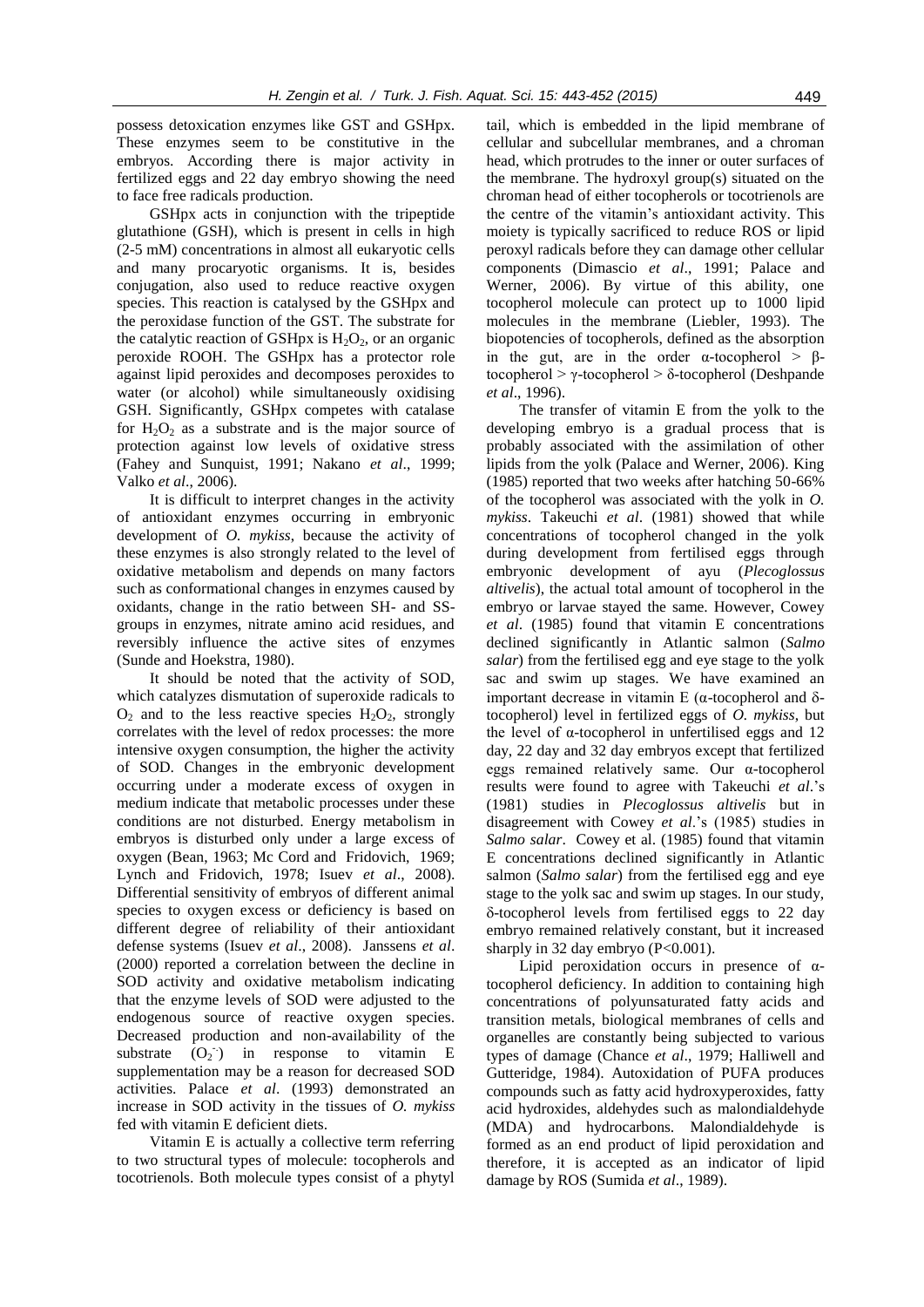possess detoxication enzymes like GST and GSHpx. These enzymes seem to be constitutive in the embryos. According there is major activity in fertilized eggs and 22 day embryo showing the need to face free radicals production.

GSHpx acts in conjunction with the tripeptide glutathione (GSH), which is present in cells in high (2-5 mM) concentrations in almost all eukaryotic cells and many procaryotic organisms. It is, besides conjugation, also used to reduce reactive oxygen species. This reaction is catalysed by the GSHpx and the peroxidase function of the GST. The substrate for the catalytic reaction of GSHpx is $H_2O_2$, or an organic peroxide ROOH. The GSHpx has a protector role against lipid peroxides and decomposes peroxides to water (or alcohol) while simultaneously oxidising GSH. Significantly, GSHpx competes with catalase for $H_2O_2$ as a substrate and is the major source of protection against low levels of oxidative stress (Fahey and Sunquist, 1991; Nakano *et al*., 1999; Valko *et al*., 2006).

It is difficult to interpret changes in the activity of antioxidant enzymes occurring in embryonic development of *O. mykiss*, because the activity of these enzymes is also strongly related to the level of oxidative metabolism and depends on many factors such as conformational changes in enzymes caused by oxidants, change in the ratio between SH- and SS-groups in enzymes, nitrate amino acid residues, and reversibly influence the active sites of enzymes (Sunde and Hoekstra, 1980).

It should be noted that the activity of SOD, which catalyzes dismutation of superoxide radicals to $O_2$ and to the less reactive species $H_2O_2$, strongly correlates with the level of redox processes: the more intensive oxygen consumption, the higher the activity of SOD. Changes in the embryonic development occurring under a moderate excess of oxygen in medium indicate that metabolic processes under these conditions are not disturbed. Energy metabolism in embryos is disturbed only under a large excess of oxygen (Bean, 1963; Mc Cord and Fridovich, 1969; Lynch and Fridovich, 1978; Isuev *et al*., 2008). Differential sensitivity of embryos of different animal species to oxygen excess or deficiency is based on different degree of reliability of their antioxidant defense systems (Isuev *et al*., 2008). Janssens *et al*. (2000) reported a correlation between the decline in SOD activity and oxidative metabolism indicating that the enzyme levels of SOD were adjusted to the endogenous source of reactive oxygen species. Decreased production and non-availability of the substrate ($O_2^-$) in response to vitamin E supplementation may be a reason for decreased SOD activities. Palace *et al*. (1993) demonstrated an increase in SOD activity in the tissues of *O. mykiss* fed with vitamin E deficient diets.

Vitamin E is actually a collective term referring to two structural types of molecule: tocopherols and tocotrienols. Both molecule types consist of a phytyl tail, which is embedded in the lipid membrane of cellular and subcellular membranes, and a chroman head, which protrudes to the inner or outer surfaces of the membrane. The hydroxyl group(s) situated on the chroman head of either tocopherols or tocotrienols are the centre of the vitamin's antioxidant activity. This moiety is typically sacrificed to reduce ROS or lipid peroxyl radicals before they can damage other cellular components (Dimascio *et al*., 1991; Palace and Werner, 2006). By virtue of this ability, one tocopherol molecule can protect up to 1000 lipid molecules in the membrane (Liebler, 1993). The biopotencies of tocopherols, defined as the absorption in the gut, are in the order α-tocopherol > β-tocopherol > γ-tocopherol > δ-tocopherol (Deshpande *et al*., 1996).

The transfer of vitamin E from the yolk to the developing embryo is a gradual process that is probably associated with the assimilation of other lipids from the yolk (Palace and Werner, 2006). King (1985) reported that two weeks after hatching 50-66% of the tocopherol was associated with the yolk in *O. mykiss*. Takeuchi *et al*. (1981) showed that while concentrations of tocopherol changed in the yolk during development from fertilised eggs through embryonic development of ayu (*Plecoglossus altivelis*), the actual total amount of tocopherol in the embryo or larvae stayed the same. However, Cowey *et al*. (1985) found that vitamin E concentrations declined significantly in Atlantic salmon (*Salmo salar*) from the fertilised egg and eye stage to the yolk sac and swim up stages. We have examined an important decrease in vitamin E (α-tocopherol and δ-tocopherol) level in fertilized eggs of *O. mykiss*, but the level of α-tocopherol in unfertilised eggs and 12 day, 22 day and 32 day embryos except that fertilized eggs remained relatively same. Our α-tocopherol results were found to agree with Takeuchi *et al*.'s (1981) studies in *Plecoglossus altivelis* but in disagreement with Cowey *et al*.'s (1985) studies in *Salmo salar*. Cowey et al. (1985) found that vitamin E concentrations declined significantly in Atlantic salmon (*Salmo salar*) from the fertilised egg and eye stage to the yolk sac and swim up stages. In our study, δ-tocopherol levels from fertilised eggs to 22 day embryo remained relatively constant, but it increased sharply in 32 day embryo ($P<0.001$).

Lipid peroxidation occurs in presence of α-tocopherol deficiency. In addition to containing high concentrations of polyunsaturated fatty acids and transition metals, biological membranes of cells and organelles are constantly being subjected to various types of damage (Chance *et al*., 1979; Halliwell and Gutteridge, 1984). Autoxidation of PUFA produces compounds such as fatty acid hydroxyperoxides, fatty acid hydroxides, aldehydes such as malondialdehyde (MDA) and hydrocarbons. Malondialdehyde is formed as an end product of lipid peroxidation and therefore, it is accepted as an indicator of lipid damage by ROS (Sumida *et al*., 1989).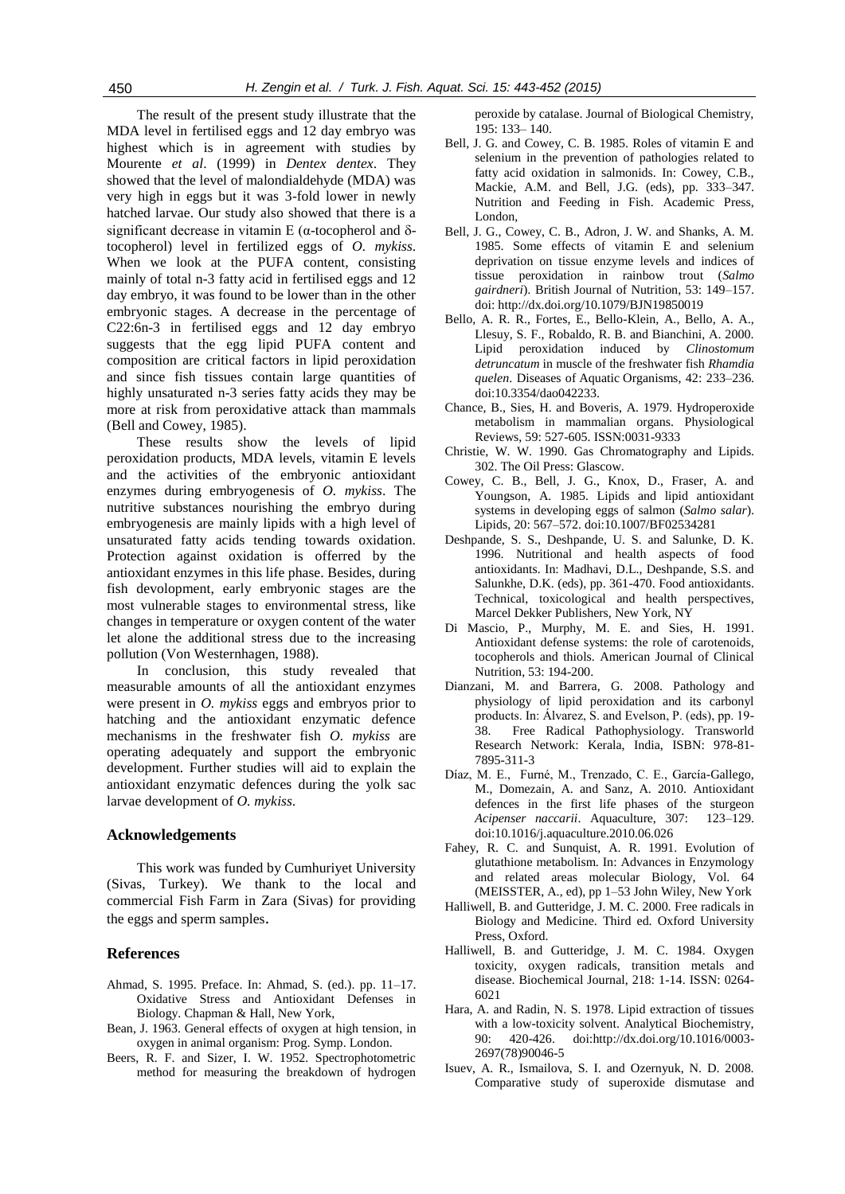The result of the present study illustrate that the MDA level in fertilised eggs and 12 day embryo was highest which is in agreement with studies by Mourente *et al*. (1999) in *Dentex dentex*. They showed that the level of malondialdehyde (MDA) was very high in eggs but it was 3-fold lower in newly hatched larvae. Our study also showed that there is a significant decrease in vitamin E (α-tocopherol and δ-tocopherol) level in fertilized eggs of *O. mykiss*. When we look at the PUFA content, consisting mainly of total n-3 fatty acid in fertilised eggs and 12 day embryo, it was found to be lower than in the other embryonic stages. A decrease in the percentage of C22:6n-3 in fertilised eggs and 12 day embryo suggests that the egg lipid PUFA content and composition are critical factors in lipid peroxidation and since fish tissues contain large quantities of highly unsaturated n-3 series fatty acids they may be more at risk from peroxidative attack than mammals (Bell and Cowey, 1985).

These results show the levels of lipid peroxidation products, MDA levels, vitamin E levels and the activities of the embryonic antioxidant enzymes during embryogenesis of *O. mykiss*. The nutritive substances nourishing the embryo during embryogenesis are mainly lipids with a high level of unsaturated fatty acids tending towards oxidation. Protection against oxidation is offerred by the antioxidant enzymes in this life phase. Besides, during fish devolopment, early embryonic stages are the most vulnerable stages to environmental stress, like changes in temperature or oxygen content of the water let alone the additional stress due to the increasing pollution (Von Westernhagen, 1988).

In conclusion, this study revealed that measurable amounts of all the antioxidant enzymes were present in *O. mykiss* eggs and embryos prior to hatching and the antioxidant enzymatic defence mechanisms in the freshwater fish *O. mykiss* are operating adequately and support the embryonic development. Further studies will aid to explain the antioxidant enzymatic defences during the yolk sac larvae development of *O. mykiss*.

## Acknowledgements

This work was funded by Cumhuriyet University (Sivas, Turkey). We thank to the local and commercial Fish Farm in Zara (Sivas) for providing the eggs and sperm samples.

## References

Ahmad, S. 1995. Preface. In: Ahmad, S. (ed.). pp. 11–17. Oxidative Stress and Antioxidant Defenses in Biology. Chapman & Hall, New York,

Bean, J. 1963. General effects of oxygen at high tension, in oxygen in animal organism: Prog. Symp. London.

Beers, R. F. and Sizer, I. W. 1952. Spectrophotometric method for measuring the breakdown of hydrogen peroxide by catalase. Journal of Biological Chemistry, 195: 133– 140.

Bell, J. G. and Cowey, C. B. 1985. Roles of vitamin E and selenium in the prevention of pathologies related to fatty acid oxidation in salmonids. In: Cowey, C.B., Mackie, A.M. and Bell, J.G. (eds), pp. 333–347. Nutrition and Feeding in Fish. Academic Press, London,

Bell, J. G., Cowey, C. B., Adron, J. W. and Shanks, A. M. 1985. Some effects of vitamin E and selenium deprivation on tissue enzyme levels and indices of tissue peroxidation in rainbow trout (*Salmo gairdneri*). British Journal of Nutrition, 53: 149–157. doi: http://dx.doi.org/10.1079/BJN19850019

Bello, A. R. R., Fortes, E., Bello-Klein, A., Bello, A. A., Llesuy, S. F., Robaldo, R. B. and Bianchini, A. 2000. Lipid peroxidation induced by *Clinostomum detruncatum* in muscle of the freshwater fish *Rhamdia quelen*. Diseases of Aquatic Organisms, 42: 233–236. doi:10.3354/dao042233.

Chance, B., Sies, H. and Boveris, A. 1979. Hydroperoxide metabolism in mammalian organs. Physiological Reviews, 59: 527-605. ISSN:0031-9333

Christie, W. W. 1990. Gas Chromatography and Lipids. 302. The Oil Press: Glascow.

Cowey, C. B., Bell, J. G., Knox, D., Fraser, A. and Youngson, A. 1985. Lipids and lipid antioxidant systems in developing eggs of salmon (*Salmo salar*). Lipids, 20: 567–572. doi:10.1007/BF02534281

Deshpande, S. S., Deshpande, U. S. and Salunke, D. K. 1996. Nutritional and health aspects of food antioxidants. In: Madhavi, D.L., Deshpande, S.S. and Salunkhe, D.K. (eds), pp. 361-470. Food antioxidants. Technical, toxicological and health perspectives, Marcel Dekker Publishers, New York, NY

Di Mascio, P., Murphy, M. E. and Sies, H. 1991. Antioxidant defense systems: the role of carotenoids, tocopherols and thiols. American Journal of Clinical Nutrition, 53: 194-200.

Dianzani, M. and Barrera, G. 2008. Pathology and physiology of lipid peroxidation and its carbonyl products. In: Álvarez, S. and Evelson, P. (eds), pp. 19-38. Free Radical Pathophysiology. Transworld Research Network: Kerala, India, ISBN: 978-81-7895-311-3

Díaz, M. E., Furné, M., Trenzado, C. E., García-Gallego, M., Domezain, A. and Sanz, A. 2010. Antioxidant defences in the first life phases of the sturgeon *Acipenser naccarii*. Aquaculture, 307: 123–129. doi:10.1016/j.aquaculture.2010.06.026

Fahey, R. C. and Sunquist, A. R. 1991. Evolution of glutathione metabolism. In: Advances in Enzymology and related areas molecular Biology, Vol. 64 (MEISSTER, A., ed), pp 1–53 John Wiley, New York

Halliwell, B. and Gutteridge, J. M. C. 2000. Free radicals in Biology and Medicine. Third ed. Oxford University Press, Oxford.

Halliwell, B. and Gutteridge, J. M. C. 1984. Oxygen toxicity, oxygen radicals, transition metals and disease. Biochemical Journal, 218: 1-14. ISSN: 0264-6021

Hara, A. and Radin, N. S. 1978. Lipid extraction of tissues with a low-toxicity solvent. Analytical Biochemistry, 90: 420-426. doi:http://dx.doi.org/10.1016/0003-2697(78)90046-5

Isuev, A. R., Ismailova, S. I. and Ozernyuk, N. D. 2008. Comparative study of superoxide dismutase and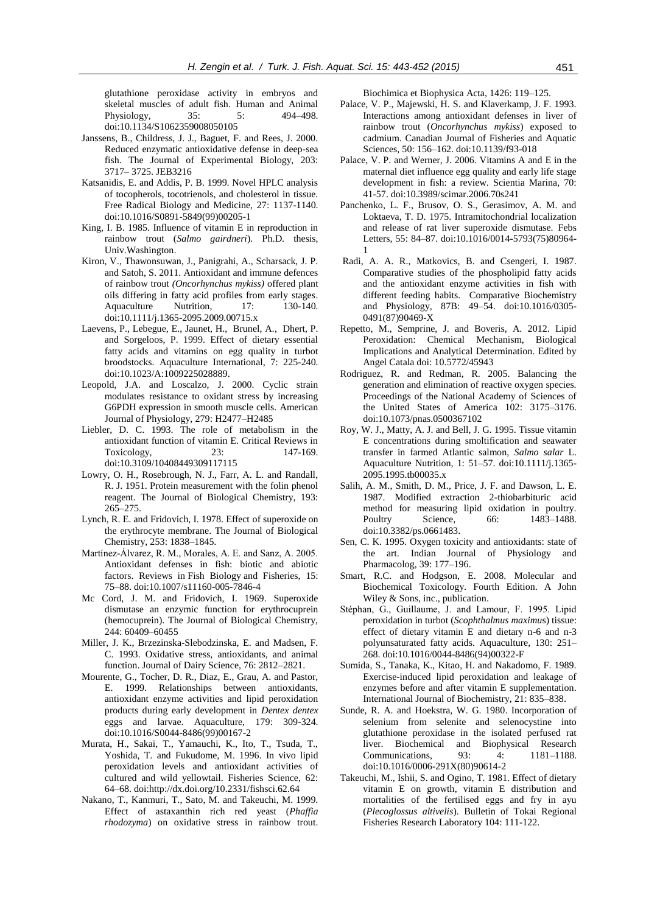glutathione peroxidase activity in embryos and skeletal muscles of adult fish. Human and Animal Physiology, 35: 5: 494–498. doi:10.1134/S1062359008050105

Janssens, B., Childress, J. J., Baguet, F. and Rees, J. 2000. Reduced enzymatic antioxidative defense in deep-sea fish. The Journal of Experimental Biology, 203: 3717– 3725. JEB3216

Katsanidis, E. and Addis, P. B. 1999. Novel HPLC analysis of tocopherols, tocotrienols, and cholesterol in tissue. Free Radical Biology and Medicine, 27: 1137-1140. doi:10.1016/S0891-5849(99)00205-1

King, I. B. 1985. Influence of vitamin E in reproduction in rainbow trout (*Salmo gairdneri*). Ph.D. thesis, Univ.Washington.

Kiron, V., Thawonsuwan, J., Panigrahi, A., Scharsack, J. P. and Satoh, S. 2011. Antioxidant and immune defences of rainbow trout *(Oncorhynchus mykiss)* offered plant oils differing in fatty acid profiles from early stages. Aquaculture Nutrition, 17: 130-140. doi:10.1111/j.1365-2095.2009.00715.x

Laevens, P., Lebegue, E., Jaunet, H., Brunel, A., Dhert, P. and Sorgeloos, P. 1999. Effect of dietary essential fatty acids and vitamins on egg quality in turbot broodstocks. Aquaculture International, 7: 225-240. doi:10.1023/A:1009225028889.

Leopold, J.A. and Loscalzo, J. 2000. Cyclic strain modulates resistance to oxidant stress by increasing G6PDH expression in smooth muscle cells. American Journal of Physiology, 279: H2477–H2485

Liebler, D. C. 1993. The role of metabolism in the antioxidant function of vitamin E. Critical Reviews in Toxicology, 23: 147-169. doi:10.3109/10408449309117115

Lowry, O. H., Rosebrough, N. J., Farr, A. L. and Randall, R. J. 1951. Protein measurement with the folin phenol reagent. The Journal of Biological Chemistry, 193: 265–275.

Lynch, R. E. and Fridovich, I. 1978. Effect of superoxide on the erythrocyte membrane. The Journal of Biological Chemistry, 253: 1838–1845.

Martínez-Álvarez, R. M., Morales, A. E. and Sanz, A. 2005. Antioxidant defenses in fish: biotic and abiotic factors. Reviews in Fish Biology and Fisheries, 15: 75–88. doi:10.1007/s11160-005-7846-4

Mc Cord, J. M. and Fridovich, I. 1969. Superoxide dismutase an enzymic function for erythrocuprein (hemocuprein). The Journal of Biological Chemistry, 244: 60409–60455

Miller, J. K., Brzezinska-Slebodzinska, E. and Madsen, F. C. 1993. Oxidative stress, antioxidants, and animal function. Journal of Dairy Science, 76: 2812–2821.

Mourente, G., Tocher, D. R., Diaz, E., Grau, A. and Pastor, E. 1999. Relationships between antioxidants, antioxidant enzyme activities and lipid peroxidation products during early development in *Dentex dentex* eggs and larvae. Aquaculture, 179: 309-324. doi:10.1016/S0044-8486(99)00167-2

Murata, H., Sakai, T., Yamauchi, K., Ito, T., Tsuda, T., Yoshida, T. and Fukudome, M. 1996. In vivo lipid peroxidation levels and antioxidant activities of cultured and wild yellowtail. Fisheries Science, 62: 64–68. doi:http://dx.doi.org/10.2331/fishsci.62.64

Nakano, T., Kanmuri, T., Sato, M. and Takeuchi, M. 1999. Effect of astaxanthin rich red yeast (*Phaffia rhodozyma*) on oxidative stress in rainbow trout. Biochimica et Biophysica Acta, 1426: 119–125.

Palace, V. P., Majewski, H. S. and Klaverkamp, J. F. 1993. Interactions among antioxidant defenses in liver of rainbow trout (*Oncorhynchus mykiss*) exposed to cadmium. Canadian Journal of Fisheries and Aquatic Sciences, 50: 156–162. doi:10.1139/f93-018

Palace, V. P. and Werner, J. 2006. Vitamins A and E in the maternal diet influence egg quality and early life stage development in fish: a review. Scientia Marina, 70: 41-57. doi:10.3989/scimar.2006.70s241

Panchenko, L. F., Brusov, O. S., Gerasimov, A. M. and Loktaeva, T. D. 1975. Intramitochondrial localization and release of rat liver superoxide dismutase. Febs Letters, 55: 84–87. doi:10.1016/0014-5793(75)80964-1

Radi, A. A. R., Matkovics, B. and Csengeri, I. 1987. Comparative studies of the phospholipid fatty acids and the antioxidant enzyme activities in fish with different feeding habits. Comparative Biochemistry and Physiology, 87B: 49–54. doi:10.1016/0305-0491(87)90469-X

Repetto, M., Semprine, J. and Boveris, A. 2012. Lipid Peroxidation: Chemical Mechanism, Biological Implications and Analytical Determination. Edited by Angel Catala doi: 10.5772/45943

Rodriguez, R. and Redman, R. 2005. Balancing the generation and elimination of reactive oxygen species. Proceedings of the National Academy of Sciences of the United States of America 102: 3175–3176. doi:10.1073/pnas.0500367102

Roy, W. J., Matty, A. J. and Bell, J. G. 1995. Tissue vitamin E concentrations during smoltification and seawater transfer in farmed Atlantic salmon, *Salmo salar* L. Aquaculture Nutrition, 1: 51–57. doi:10.1111/j.1365-2095.1995.tb00035.x

Salih, A. M., Smith, D. M., Price, J. F. and Dawson, L. E. 1987. Modified extraction 2-thiobarbituric acid method for measuring lipid oxidation in poultry. Poultry Science, 66: 1483–1488. doi:10.3382/ps.0661483.

Sen, C. K. 1995. Oxygen toxicity and antioxidants: state of the art. Indian Journal of Physiology and Pharmacolog, 39: 177–196.

Smart, R.C. and Hodgson, E. 2008. Molecular and Biochemical Toxicology. Fourth Edition. A John Wiley & Sons, inc., publication.

Stéphan, G., Guillaume, J. and Lamour, F. 1995. Lipid peroxidation in turbot (*Scophthalmus maximus*) tissue: effect of dietary vitamin E and dietary n-6 and n-3 polyunsaturated fatty acids. Aquaculture, 130: 251–268. doi:10.1016/0044-8486(94)00322-F

Sumida, S., Tanaka, K., Kitao, H. and Nakadomo, F. 1989. Exercise-induced lipid peroxidation and leakage of enzymes before and after vitamin E supplementation. International Journal of Biochemistry, 21: 835–838.

Sunde, R. A. and Hoekstra, W. G. 1980. Incorporation of selenium from selenite and selenocystine into glutathione peroxidase in the isolated perfused rat liver. Biochemical and Biophysical Research Communications, 93: 4: 1181–1188. doi:10.1016/0006-291X(80)90614-2

Takeuchi, M., Ishii, S. and Ogino, T. 1981. Effect of dietary vitamin E on growth, vitamin E distribution and mortalities of the fertilised eggs and fry in ayu (*Plecoglossus altivelis*). Bulletin of Tokai Regional Fisheries Research Laboratory 104: 111-122.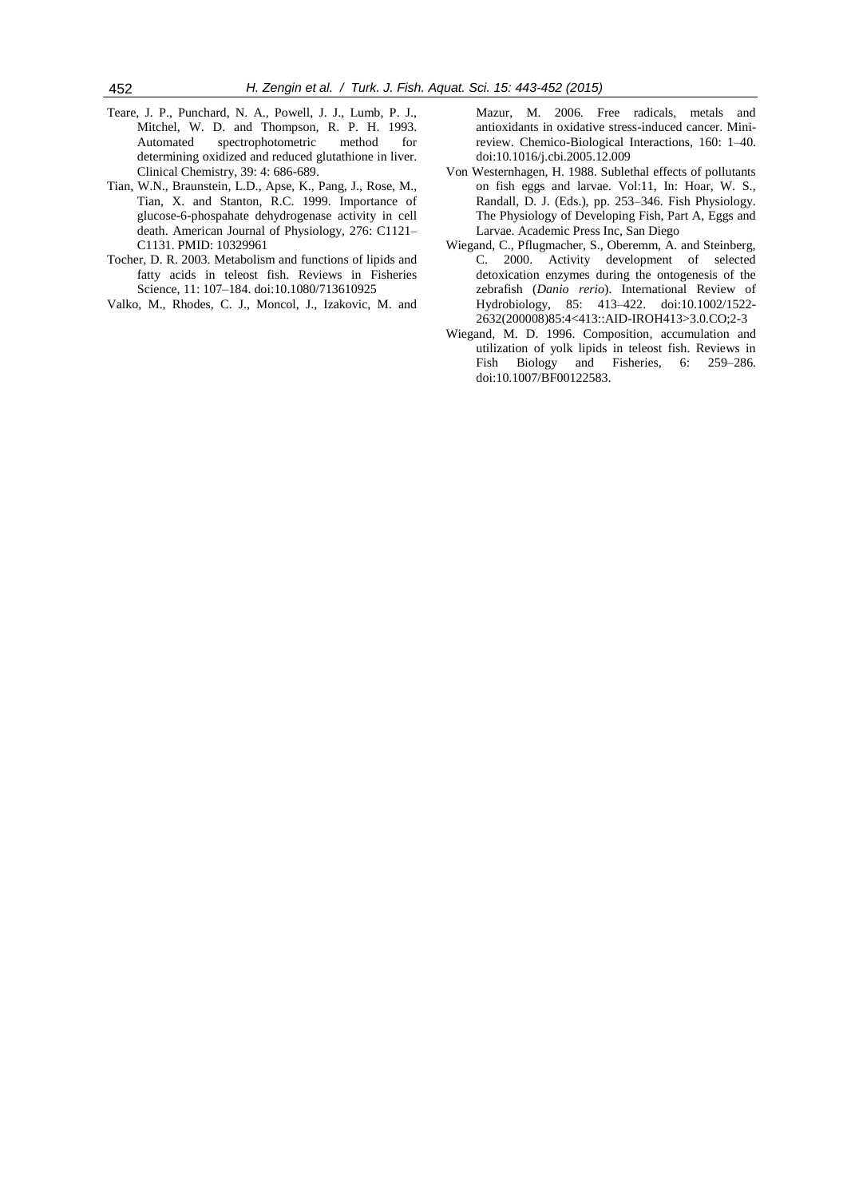Teare, J. P., Punchard, N. A., Powell, J. J., Lumb, P. J., Mitchel, W. D. and Thompson, R. P. H. 1993. Automated spectrophotometric method for determining oxidized and reduced glutathione in liver. Clinical Chemistry, 39: 4: 686-689.

Tian, W.N., Braunstein, L.D., Apse, K., Pang, J., Rose, M., Tian, X. and Stanton, R.C. 1999. Importance of glucose-6-phospahate dehydrogenase activity in cell death. American Journal of Physiology, 276: C1121–C1131. PMID: 10329961

Tocher, D. R. 2003. Metabolism and functions of lipids and fatty acids in teleost fish. Reviews in Fisheries Science, 11: 107–184. doi:10.1080/713610925

Valko, M., Rhodes, C. J., Moncol, J., Izakovic, M. and Mazur, M. 2006. Free radicals, metals and antioxidants in oxidative stress-induced cancer. Mini-review. Chemico-Biological Interactions, 160: 1–40. doi:10.1016/j.cbi.2005.12.009

Von Westernhagen, H. 1988. Sublethal effects of pollutants on fish eggs and larvae. Vol:11, In: Hoar, W. S., Randall, D. J. (Eds.), pp. 253–346. Fish Physiology. The Physiology of Developing Fish, Part A, Eggs and Larvae. Academic Press Inc, San Diego

Wiegand, C., Pflugmacher, S., Oberemm, A. and Steinberg, C. 2000. Activity development of selected detoxication enzymes during the ontogenesis of the zebrafish (*Danio rerio*). International Review of Hydrobiology, 85: 413–422. doi:10.1002/1522-2632(200008)85:4<413::AID-IROH413>3.0.CO;2-3

Wiegand, M. D. 1996. Composition, accumulation and utilization of yolk lipids in teleost fish. Reviews in Fish Biology and Fisheries, 6: 259–286. doi:10.1007/BF00122583.